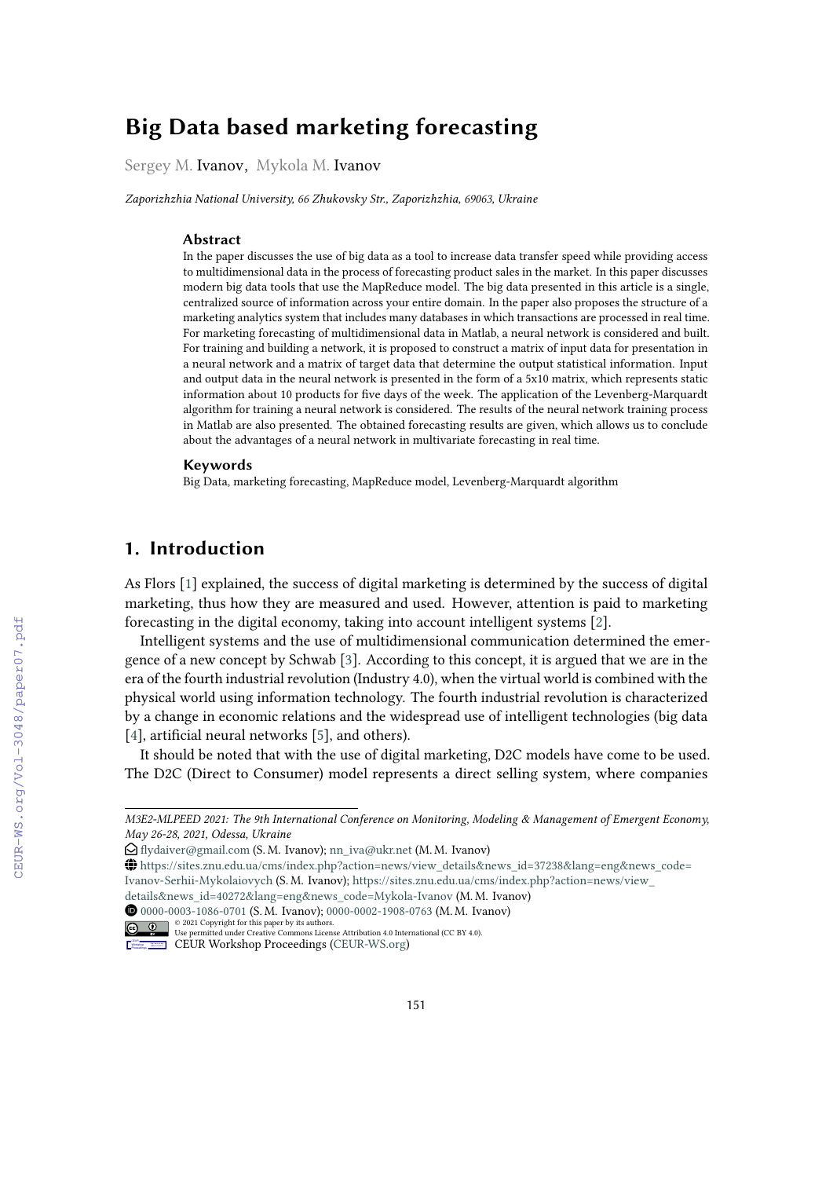# Big Data based marketing forecasting

Sergey M. Ivanov, Mykola M. Ivanov

*Zaporizhzhia National University, 66 Zhukovsky Str., Zaporizhzhia, 69063, Ukraine*

### Abstract

In the paper discusses the use of big data as a tool to increase data transfer speed while providing access to multidimensional data in the process of forecasting product sales in the market. In this paper discusses modern big data tools that use the MapReduce model. The big data presented in this article is a single, centralized source of information across your entire domain. In the paper also proposes the structure of a marketing analytics system that includes many databases in which transactions are processed in real time. For marketing forecasting of multidimensional data in Matlab, a neural network is considered and built. For training and building a network, it is proposed to construct a matrix of input data for presentation in a neural network and a matrix of target data that determine the output statistical information. Input and output data in the neural network is presented in the form of a 5x10 matrix, which represents static information about 10 products for five days of the week. The application of the Levenberg-Marquardt algorithm for training a neural network is considered. The results of the neural network training process in Matlab are also presented. The obtained forecasting results are given, which allows us to conclude about the advantages of a neural network in multivariate forecasting in real time.

### Keywords

Big Data, marketing forecasting, MapReduce model, Levenberg-Marquardt algorithm

## 1. Introduction

As Flors [1] explained, the success of digital marketing is determined by the success of digital marketing, thus how they are measured and used. However, attention is paid to marketing forecasting in the digital economy, taking into account intelligent systems [2].

Intelligent systems and the use of multidimensional communication determined the emergence of a new concept by Schwab [3]. According to this concept, it is argued that we are in the era of the fourth industrial revolution (Industry 4.0), when the virtual world is combined with the physical world using information technology. The fourth industrial revolution is characterized by a change in economic relations and the widespread use of intelligent technologies (big data [4], artificial neural networks [5], and others).

It should be noted that with the use of digital marketing, D2C models have come to be used. The D2C (Direct to Consumer) model represents a direct selling system, where companies

---

*M3E2-MLPEED 2021: The 9th International Conference on Monitoring, Modeling & Management of Emergent Economy, May 26-28, 2021, Odessa, Ukraine*

flydaiver@gmail.com (S. M. Ivanov); nn_iva@ukr.net (M. M. Ivanov)

https://sites.znu.edu.ua/cms/index.php?action=news/view_details&news_id=37238&lang=eng&news_code=Ivanov-Serhii-Mykolaiovych (S. M. Ivanov); https://sites.znu.edu.ua/cms/index.php?action=news/view_details&news_id=40272&lang=eng&news_code=Mykola-Ivanov (M. M. Ivanov)

0000-0003-1086-0701 (S. M. Ivanov); 0000-0002-1908-0763 (M. M. Ivanov)

© 2021 Copyright for this paper by its authors. Use permitted under Creative Commons License Attribution 4.0 International (CC BY 4.0).

CEUR Workshop Proceedings (CEUR-WS.org)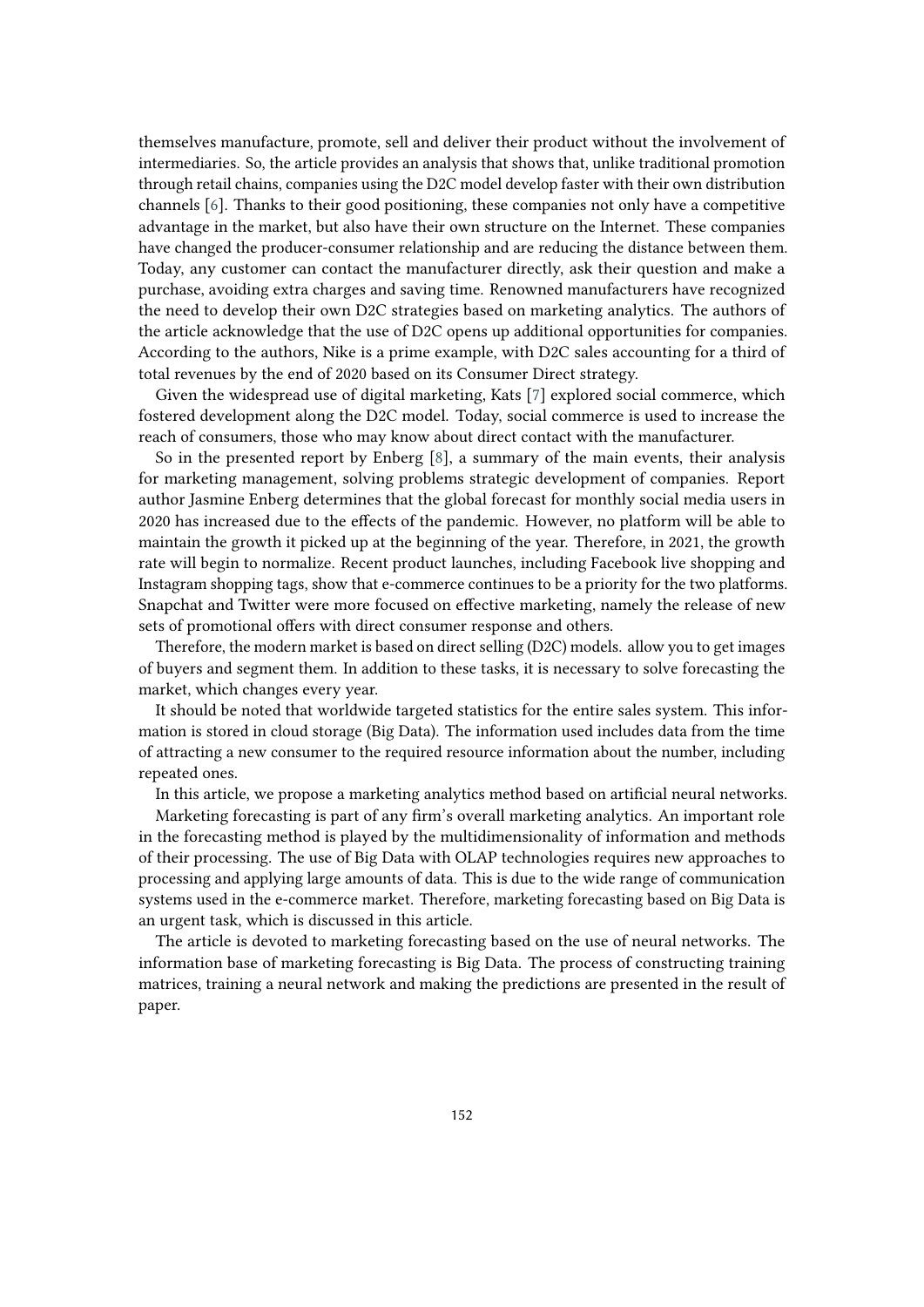themselves manufacture, promote, sell and deliver their product without the involvement of intermediaries. So, the article provides an analysis that shows that, unlike traditional promotion through retail chains, companies using the D2C model develop faster with their own distribution channels [6]. Thanks to their good positioning, these companies not only have a competitive advantage in the market, but also have their own structure on the Internet. These companies have changed the producer-consumer relationship and are reducing the distance between them. Today, any customer can contact the manufacturer directly, ask their question and make a purchase, avoiding extra charges and saving time. Renowned manufacturers have recognized the need to develop their own D2C strategies based on marketing analytics. The authors of the article acknowledge that the use of D2C opens up additional opportunities for companies. According to the authors, Nike is a prime example, with D2C sales accounting for a third of total revenues by the end of 2020 based on its Consumer Direct strategy.

Given the widespread use of digital marketing, Kats [7] explored social commerce, which fostered development along the D2C model. Today, social commerce is used to increase the reach of consumers, those who may know about direct contact with the manufacturer.

So in the presented report by Enberg [8], a summary of the main events, their analysis for marketing management, solving problems strategic development of companies. Report author Jasmine Enberg determines that the global forecast for monthly social media users in 2020 has increased due to the effects of the pandemic. However, no platform will be able to maintain the growth it picked up at the beginning of the year. Therefore, in 2021, the growth rate will begin to normalize. Recent product launches, including Facebook live shopping and Instagram shopping tags, show that e-commerce continues to be a priority for the two platforms. Snapchat and Twitter were more focused on effective marketing, namely the release of new sets of promotional offers with direct consumer response and others.

Therefore, the modern market is based on direct selling (D2C) models. allow you to get images of buyers and segment them. In addition to these tasks, it is necessary to solve forecasting the market, which changes every year.

It should be noted that worldwide targeted statistics for the entire sales system. This information is stored in cloud storage (Big Data). The information used includes data from the time of attracting a new consumer to the required resource information about the number, including repeated ones.

In this article, we propose a marketing analytics method based on artificial neural networks.

Marketing forecasting is part of any firm's overall marketing analytics. An important role in the forecasting method is played by the multidimensionality of information and methods of their processing. The use of Big Data with OLAP technologies requires new approaches to processing and applying large amounts of data. This is due to the wide range of communication systems used in the e-commerce market. Therefore, marketing forecasting based on Big Data is an urgent task, which is discussed in this article.

The article is devoted to marketing forecasting based on the use of neural networks. The information base of marketing forecasting is Big Data. The process of constructing training matrices, training a neural network and making the predictions are presented in the result of paper.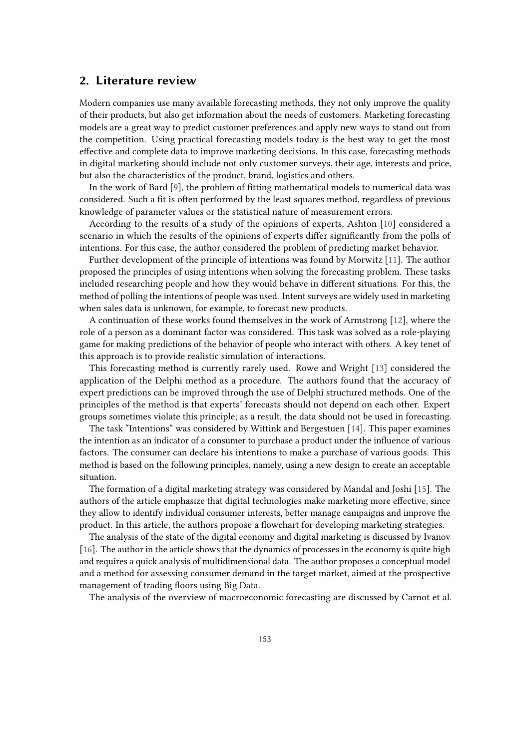## 2. Literature review

Modern companies use many available forecasting methods, they not only improve the quality of their products, but also get information about the needs of customers. Marketing forecasting models are a great way to predict customer preferences and apply new ways to stand out from the competition. Using practical forecasting models today is the best way to get the most effective and complete data to improve marketing decisions. In this case, forecasting methods in digital marketing should include not only customer surveys, their age, interests and price, but also the characteristics of the product, brand, logistics and others.

In the work of Bard [9], the problem of fitting mathematical models to numerical data was considered. Such a fit is often performed by the least squares method, regardless of previous knowledge of parameter values or the statistical nature of measurement errors.

According to the results of a study of the opinions of experts, Ashton [10] considered a scenario in which the results of the opinions of experts differ significantly from the polls of intentions. For this case, the author considered the problem of predicting market behavior.

Further development of the principle of intentions was found by Morwitz [11]. The author proposed the principles of using intentions when solving the forecasting problem. These tasks included researching people and how they would behave in different situations. For this, the method of polling the intentions of people was used. Intent surveys are widely used in marketing when sales data is unknown, for example, to forecast new products.

A continuation of these works found themselves in the work of Armstrong [12], where the role of a person as a dominant factor was considered. This task was solved as a role-playing game for making predictions of the behavior of people who interact with others. A key tenet of this approach is to provide realistic simulation of interactions.

This forecasting method is currently rarely used. Rowe and Wright [13] considered the application of the Delphi method as a procedure. The authors found that the accuracy of expert predictions can be improved through the use of Delphi structured methods. One of the principles of the method is that experts' forecasts should not depend on each other. Expert groups sometimes violate this principle; as a result, the data should not be used in forecasting.

The task "Intentions" was considered by Wittink and Bergestuen [14]. This paper examines the intention as an indicator of a consumer to purchase a product under the influence of various factors. The consumer can declare his intentions to make a purchase of various goods. This method is based on the following principles, namely, using a new design to create an acceptable situation.

The formation of a digital marketing strategy was considered by Mandal and Joshi [15]. The authors of the article emphasize that digital technologies make marketing more effective, since they allow to identify individual consumer interests, better manage campaigns and improve the product. In this article, the authors propose a flowchart for developing marketing strategies.

The analysis of the state of the digital economy and digital marketing is discussed by Ivanov [16]. The author in the article shows that the dynamics of processes in the economy is quite high and requires a quick analysis of multidimensional data. The author proposes a conceptual model and a method for assessing consumer demand in the target market, aimed at the prospective management of trading floors using Big Data.

The analysis of the overview of macroeconomic forecasting are discussed by Carnot et al.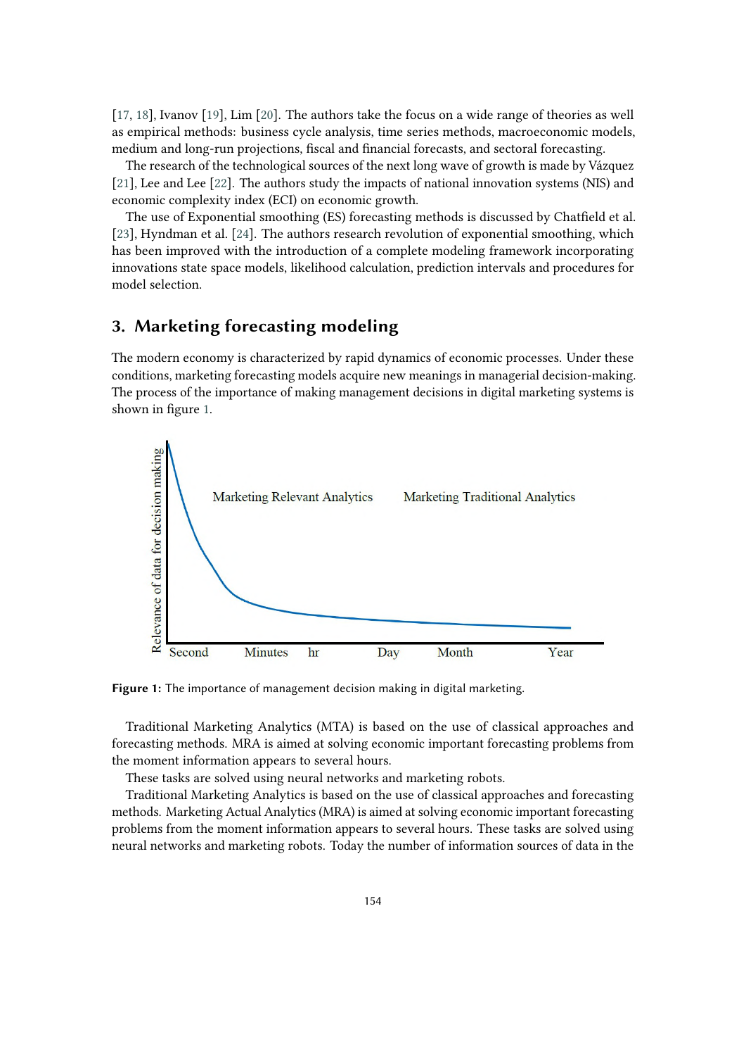[17, 18], Ivanov [19], Lim [20]. The authors take the focus on a wide range of theories as well as empirical methods: business cycle analysis, time series methods, macroeconomic models, medium and long-run projections, fiscal and financial forecasts, and sectoral forecasting.

The research of the technological sources of the next long wave of growth is made by Vázquez [21], Lee and Lee [22]. The authors study the impacts of national innovation systems (NIS) and economic complexity index (ECI) on economic growth.

The use of Exponential smoothing (ES) forecasting methods is discussed by Chatfield et al. [23], Hyndman et al. [24]. The authors research revolution of exponential smoothing, which has been improved with the introduction of a complete modeling framework incorporating innovations state space models, likelihood calculation, prediction intervals and procedures for model selection.

## 3. Marketing forecasting modeling

The modern economy is characterized by rapid dynamics of economic processes. Under these conditions, marketing forecasting models acquire new meanings in managerial decision-making. The process of the importance of making management decisions in digital marketing systems is shown in figure 1.

Relevance of data for decision making

Marketing Relevant Analytics

Marketing Traditional Analytics

Second Minutes hr Day Month Year

**Figure 1:** The importance of management decision making in digital marketing.

Traditional Marketing Analytics (MTA) is based on the use of classical approaches and forecasting methods. MRA is aimed at solving economic important forecasting problems from the moment information appears to several hours.

These tasks are solved using neural networks and marketing robots.

Traditional Marketing Analytics is based on the use of classical approaches and forecasting methods. Marketing Actual Analytics (MRA) is aimed at solving economic important forecasting problems from the moment information appears to several hours. These tasks are solved using neural networks and marketing robots. Today the number of information sources of data in the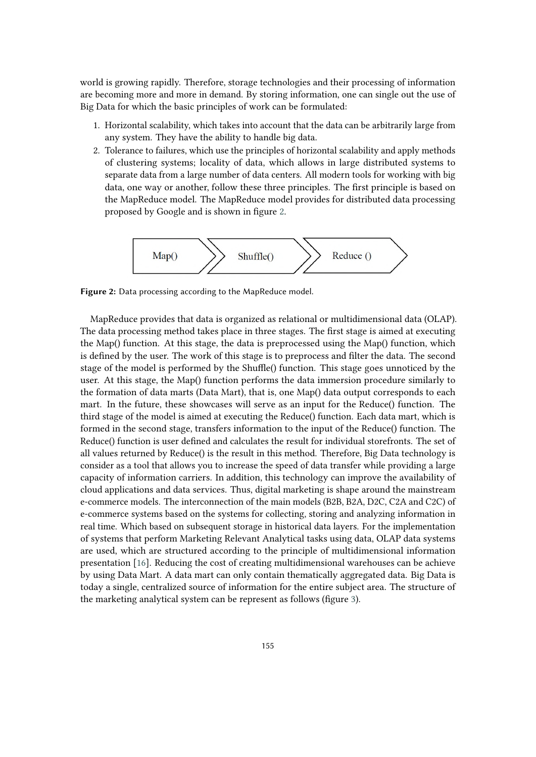world is growing rapidly. Therefore, storage technologies and their processing of information are becoming more and more in demand. By storing information, one can single out the use of Big Data for which the basic principles of work can be formulated:

1. Horizontal scalability, which takes into account that the data can be arbitrarily large from any system. They have the ability to handle big data.
2. Tolerance to failures, which use the principles of horizontal scalability and apply methods of clustering systems; locality of data, which allows in large distributed systems to separate data from a large number of data centers. All modern tools for working with big data, one way or another, follow these three principles. The first principle is based on the MapReduce model. The MapReduce model provides for distributed data processing proposed by Google and is shown in figure 2.

Map() → Shuffle() → Reduce ()

**Figure 2:** Data processing according to the MapReduce model.

MapReduce provides that data is organized as relational or multidimensional data (OLAP). The data processing method takes place in three stages. The first stage is aimed at executing the Map() function. At this stage, the data is preprocessed using the Map() function, which is defined by the user. The work of this stage is to preprocess and filter the data. The second stage of the model is performed by the Shuffle() function. This stage goes unnoticed by the user. At this stage, the Map() function performs the data immersion procedure similarly to the formation of data marts (Data Mart), that is, one Map() data output corresponds to each mart. In the future, these showcases will serve as an input for the Reduce() function. The third stage of the model is aimed at executing the Reduce() function. Each data mart, which is formed in the second stage, transfers information to the input of the Reduce() function. The Reduce() function is user defined and calculates the result for individual storefronts. The set of all values returned by Reduce() is the result in this method. Therefore, Big Data technology is consider as a tool that allows you to increase the speed of data transfer while providing a large capacity of information carriers. In addition, this technology can improve the availability of cloud applications and data services. Thus, digital marketing is shape around the mainstream e-commerce models. The interconnection of the main models (B2B, B2A, D2C, C2A and C2C) of e-commerce systems based on the systems for collecting, storing and analyzing information in real time. Which based on subsequent storage in historical data layers. For the implementation of systems that perform Marketing Relevant Analytical tasks using data, OLAP data systems are used, which are structured according to the principle of multidimensional information presentation [16]. Reducing the cost of creating multidimensional warehouses can be achieve by using Data Mart. A data mart can only contain thematically aggregated data. Big Data is today a single, centralized source of information for the entire subject area. The structure of the marketing analytical system can be represent as follows (figure 3).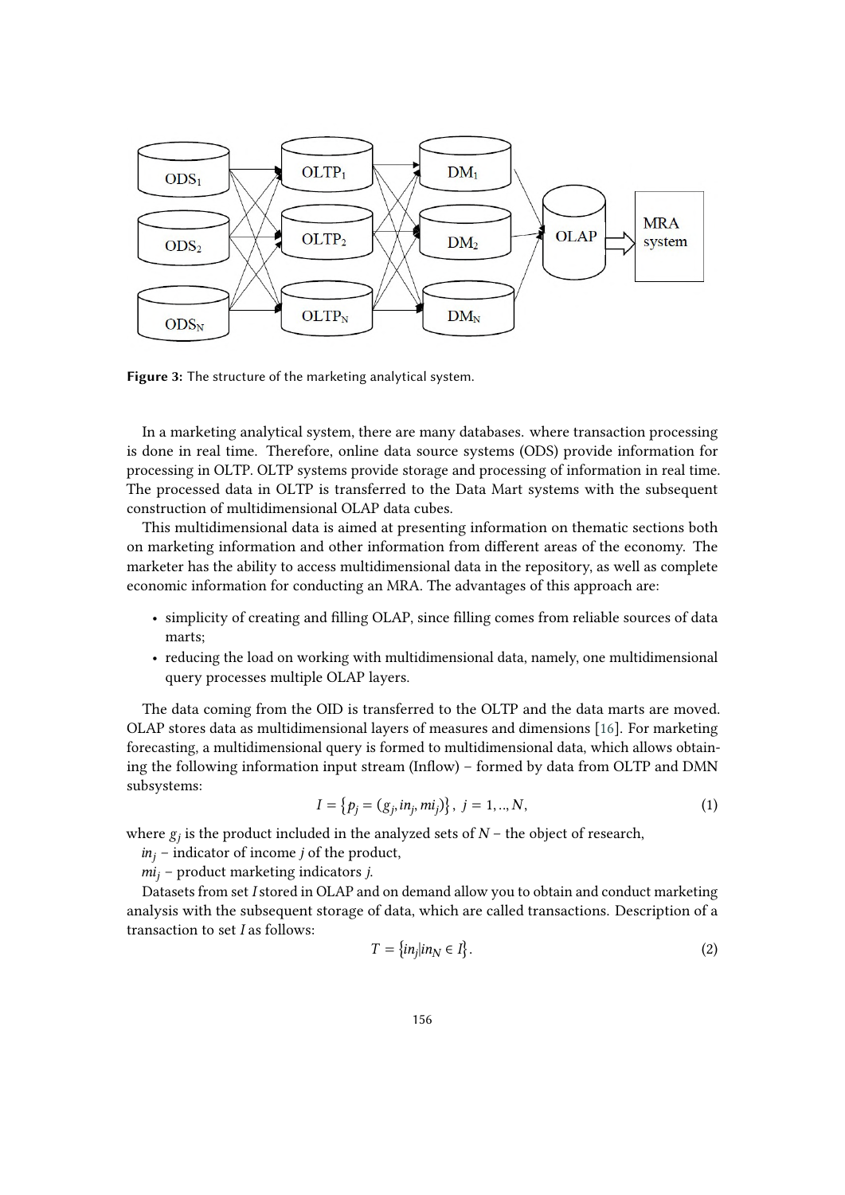Figure 3: The structure of the marketing analytical system.

In a marketing analytical system, there are many databases. where transaction processing is done in real time. Therefore, online data source systems (ODS) provide information for processing in OLTP. OLTP systems provide storage and processing of information in real time. The processed data in OLTP is transferred to the Data Mart systems with the subsequent construction of multidimensional OLAP data cubes.

This multidimensional data is aimed at presenting information on thematic sections both on marketing information and other information from different areas of the economy. The marketer has the ability to access multidimensional data in the repository, as well as complete economic information for conducting an MRA. The advantages of this approach are:

- simplicity of creating and filling OLAP, since filling comes from reliable sources of data marts;
- reducing the load on working with multidimensional data, namely, one multidimensional query processes multiple OLAP layers.

The data coming from the OID is transferred to the OLTP and the data marts are moved. OLAP stores data as multidimensional layers of measures and dimensions [16]. For marketing forecasting, a multidimensional query is formed to multidimensional data, which allows obtaining the following information input stream (Inflow) – formed by data from OLTP and DMN subsystems:

$$I = \{p_j = (g_j, in_j, mi_j)\}, \; j = 1, .., N, \tag{1}$$

where $g_j$ is the product included in the analyzed sets of $N$ – the object of research,

$in_j$ – indicator of income $j$ of the product,

$mi_j$ – product marketing indicators $j$.

Datasets from set $I$ stored in OLAP and on demand allow you to obtain and conduct marketing analysis with the subsequent storage of data, which are called transactions. Description of a transaction to set $I$ as follows:

$$T = \{in_j | in_N \in I\}. \tag{2}$$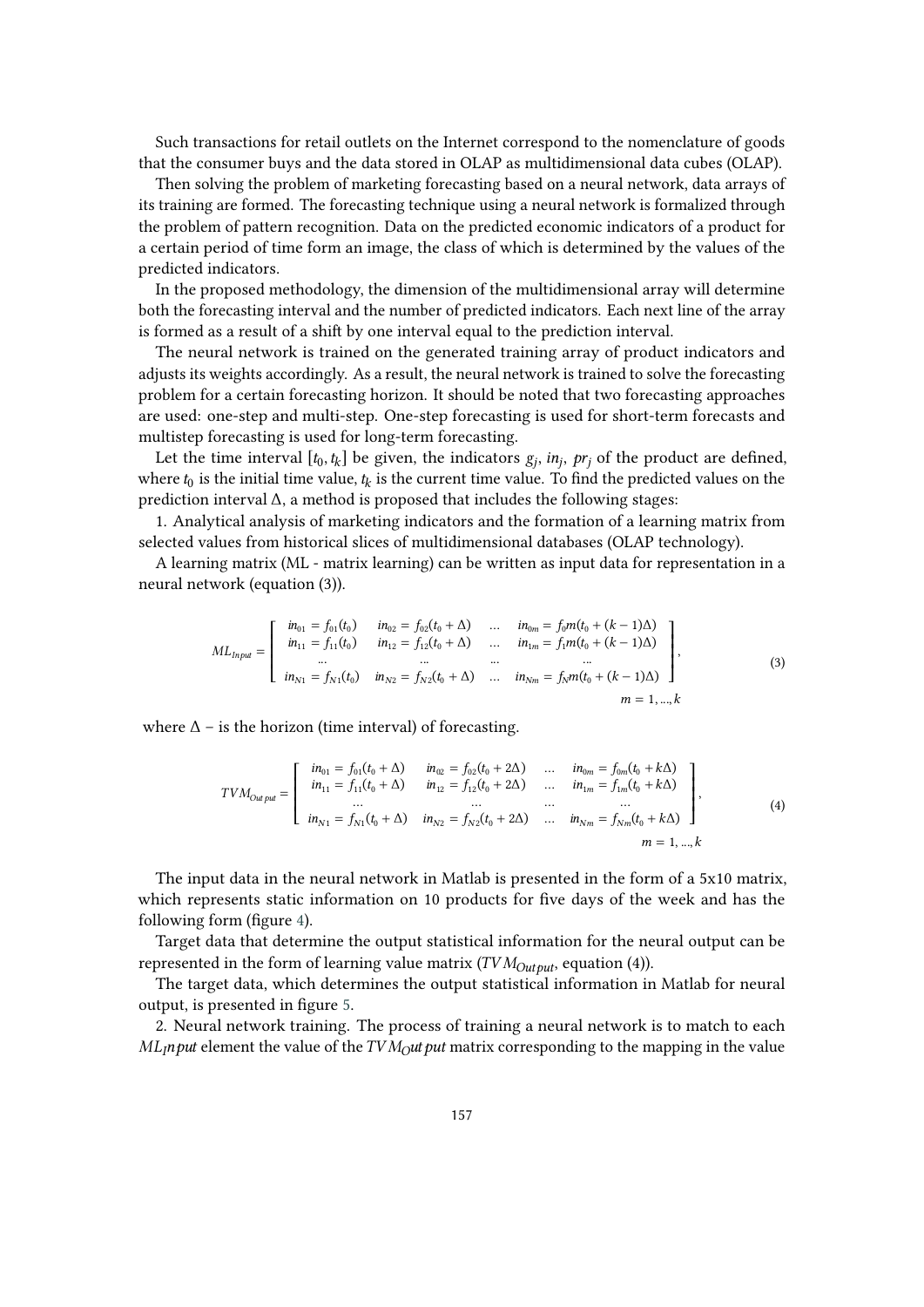Such transactions for retail outlets on the Internet correspond to the nomenclature of goods that the consumer buys and the data stored in OLAP as multidimensional data cubes (OLAP).

Then solving the problem of marketing forecasting based on a neural network, data arrays of its training are formed. The forecasting technique using a neural network is formalized through the problem of pattern recognition. Data on the predicted economic indicators of a product for a certain period of time form an image, the class of which is determined by the values of the predicted indicators.

In the proposed methodology, the dimension of the multidimensional array will determine both the forecasting interval and the number of predicted indicators. Each next line of the array is formed as a result of a shift by one interval equal to the prediction interval.

The neural network is trained on the generated training array of product indicators and adjusts its weights accordingly. As a result, the neural network is trained to solve the forecasting problem for a certain forecasting horizon. It should be noted that two forecasting approaches are used: one-step and multi-step. One-step forecasting is used for short-term forecasts and multistep forecasting is used for long-term forecasting.

Let the time interval $[t_0, t_k]$ be given, the indicators $g_j$, $in_j$, $pr_j$ of the product are defined, where $t_0$ is the initial time value, $t_k$ is the current time value. To find the predicted values on the prediction interval $\Delta$, a method is proposed that includes the following stages:

1. Analytical analysis of marketing indicators and the formation of a learning matrix from selected values from historical slices of multidimensional databases (OLAP technology).

A learning matrix (ML - matrix learning) can be written as input data for representation in a neural network (equation (3)).

$$ML_{Input} = \begin{bmatrix} in_{01} = f_{01}(t_0) & in_{02} = f_{02}(t_0 + \Delta) & \dots & in_{0m} = f_0 m(t_0 + (k-1)\Delta) \\ in_{11} = f_{11}(t_0) & in_{12} = f_{12}(t_0 + \Delta) & \dots & in_{1m} = f_1 m(t_0 + (k-1)\Delta) \\ \dots & \dots & \dots & \dots \\ in_{N1} = f_{N1}(t_0) & in_{N2} = f_{N2}(t_0 + \Delta) & \dots & in_{Nm} = f_N m(t_0 + (k-1)\Delta) \end{bmatrix}, \quad m = 1, \dots, k \tag{3}$$

where $\Delta$ – is the horizon (time interval) of forecasting.

$$TVM_{Output} = \begin{bmatrix} in_{01} = f_{01}(t_0 + \Delta) & in_{02} = f_{02}(t_0 + 2\Delta) & \dots & in_{0m} = f_{0m}(t_0 + k\Delta) \\ in_{11} = f_{11}(t_0 + \Delta) & in_{12} = f_{12}(t_0 + 2\Delta) & \dots & in_{1m} = f_{1m}(t_0 + k\Delta) \\ \dots & \dots & \dots & \dots \\ in_{N1} = f_{N1}(t_0 + \Delta) & in_{N2} = f_{N2}(t_0 + 2\Delta) & \dots & in_{Nm} = f_{Nm}(t_0 + k\Delta) \end{bmatrix}, \quad m = 1, \dots, k \tag{4}$$

The input data in the neural network in Matlab is presented in the form of a 5x10 matrix, which represents static information on 10 products for five days of the week and has the following form (figure 4).

Target data that determine the output statistical information for the neural output can be represented in the form of learning value matrix ($TVM_{Output}$, equation (4)).

The target data, which determines the output statistical information in Matlab for neural output, is presented in figure 5.

2. Neural network training. The process of training a neural network is to match to each $ML_Input$ element the value of the $TVM_Output$ matrix corresponding to the mapping in the value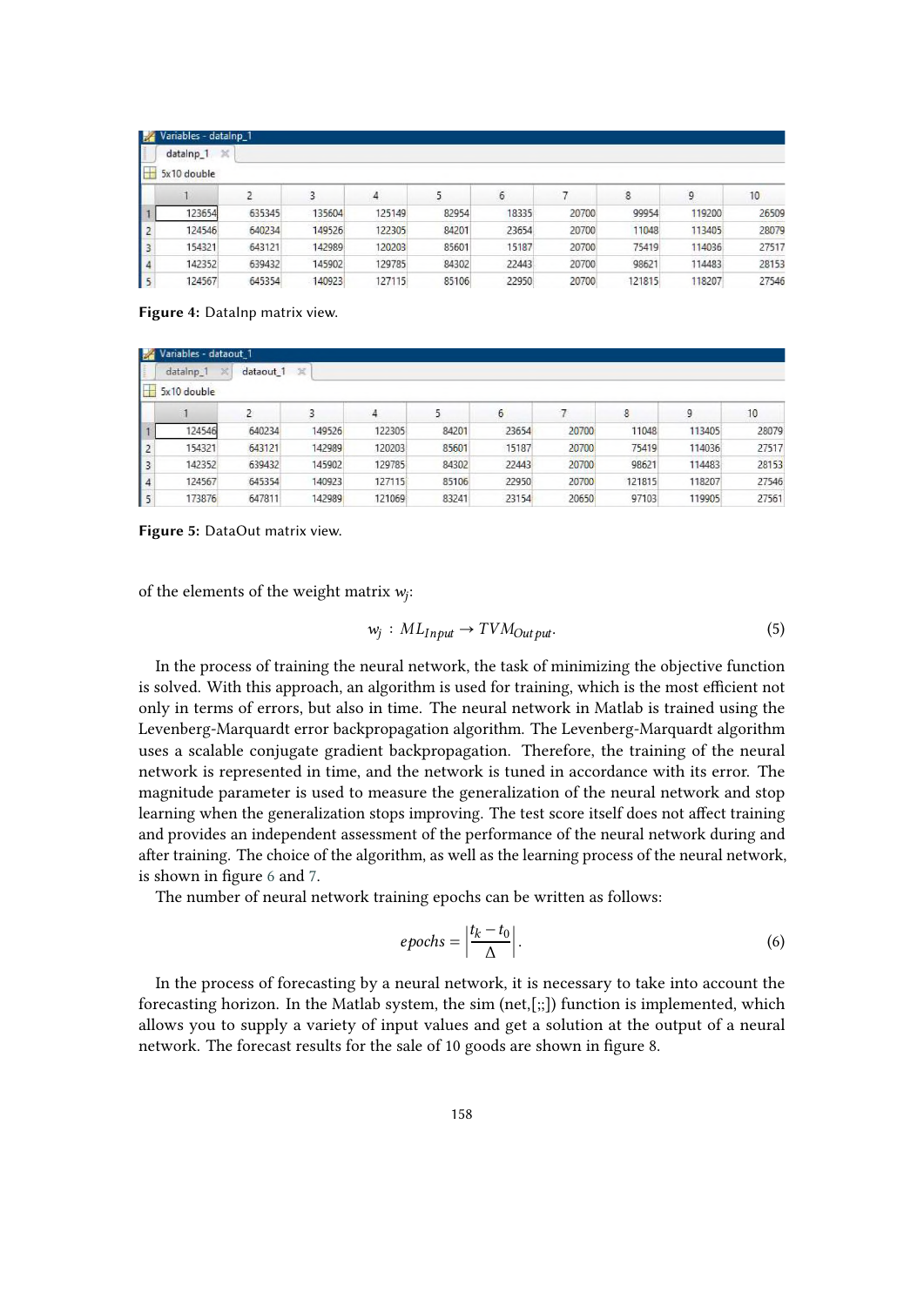| | 1 | 2 | 3 | 4 | 5 | 6 | 7 | 8 | 9 | 10 |
|---|---|---|---|---|---|---|---|---|---|---|
| 1 | 123654 | 635345 | 135604 | 125149 | 82954 | 18335 | 20700 | 99954 | 119200 | 26509 |
| 2 | 124546 | 640234 | 149526 | 122305 | 84201 | 23654 | 20700 | 11048 | 113405 | 28079 |
| 3 | 154321 | 643121 | 142989 | 120203 | 85601 | 15187 | 20700 | 75419 | 114036 | 27517 |
| 4 | 142352 | 639432 | 145902 | 129785 | 84302 | 22443 | 20700 | 98621 | 114483 | 28153 |
| 5 | 124567 | 645354 | 140923 | 127115 | 85106 | 22950 | 20700 | 121815 | 118207 | 27546 |

**Figure 4:** DataInp matrix view.

| | 1 | 2 | 3 | 4 | 5 | 6 | 7 | 8 | 9 | 10 |
|---|---|---|---|---|---|---|---|---|---|---|
| 1 | 124546 | 640234 | 149526 | 122305 | 84201 | 23654 | 20700 | 11048 | 113405 | 28079 |
| 2 | 154321 | 643121 | 142989 | 120203 | 85601 | 15187 | 20700 | 75419 | 114036 | 27517 |
| 3 | 142352 | 639432 | 145902 | 129785 | 84302 | 22443 | 20700 | 98621 | 114483 | 28153 |
| 4 | 124567 | 645354 | 140923 | 127115 | 85106 | 22950 | 20700 | 121815 | 118207 | 27546 |
| 5 | 173876 | 647811 | 142989 | 121069 | 83241 | 23154 | 20650 | 97103 | 119905 | 27561 |

**Figure 5:** DataOut matrix view.

of the elements of the weight matrix $w_j$:

$$w_j : ML_{Input} \rightarrow TVM_{Output}. \tag{5}$$

In the process of training the neural network, the task of minimizing the objective function is solved. With this approach, an algorithm is used for training, which is the most efficient not only in terms of errors, but also in time. The neural network in Matlab is trained using the Levenberg-Marquardt error backpropagation algorithm. The Levenberg-Marquardt algorithm uses a scalable conjugate gradient backpropagation. Therefore, the training of the neural network is represented in time, and the network is tuned in accordance with its error. The magnitude parameter is used to measure the generalization of the neural network and stop learning when the generalization stops improving. The test score itself does not affect training and provides an independent assessment of the performance of the neural network during and after training. The choice of the algorithm, as well as the learning process of the neural network, is shown in figure 6 and 7.

The number of neural network training epochs can be written as follows:

$$epochs = \left| \frac{t_k - t_0}{\Delta} \right|. \tag{6}$$

In the process of forecasting by a neural network, it is necessary to take into account the forecasting horizon. In the Matlab system, the sim (net,[;;]) function is implemented, which allows you to supply a variety of input values and get a solution at the output of a neural network. The forecast results for the sale of 10 goods are shown in figure 8.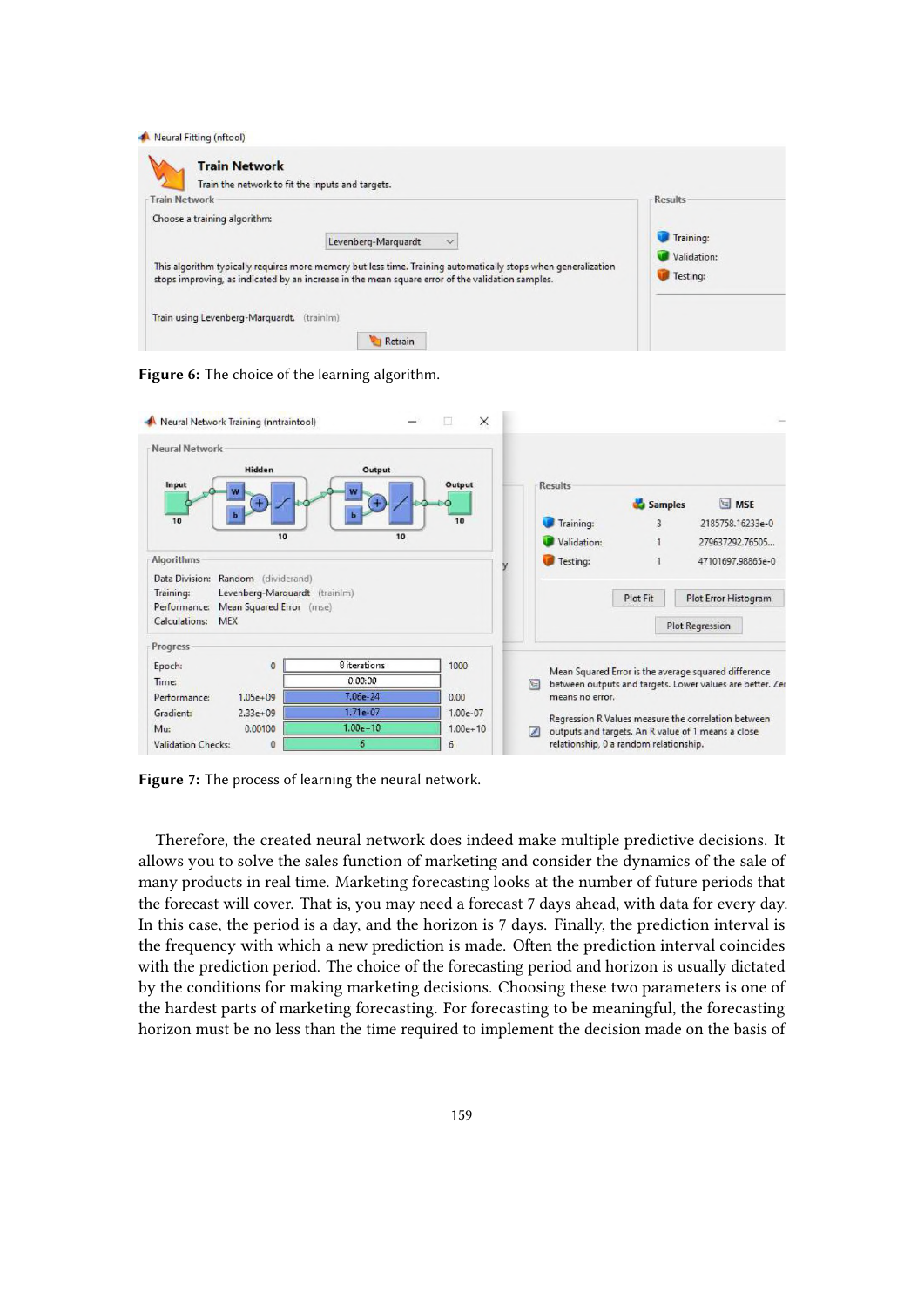Figure 6: The choice of the learning algorithm.

Figure 7: The process of learning the neural network.

Therefore, the created neural network does indeed make multiple predictive decisions. It allows you to solve the sales function of marketing and consider the dynamics of the sale of many products in real time. Marketing forecasting looks at the number of future periods that the forecast will cover. That is, you may need a forecast 7 days ahead, with data for every day. In this case, the period is a day, and the horizon is 7 days. Finally, the prediction interval is the frequency with which a new prediction is made. Often the prediction interval coincides with the prediction period. The choice of the forecasting period and horizon is usually dictated by the conditions for making marketing decisions. Choosing these two parameters is one of the hardest parts of marketing forecasting. For forecasting to be meaningful, the forecasting horizon must be no less than the time required to implement the decision made on the basis of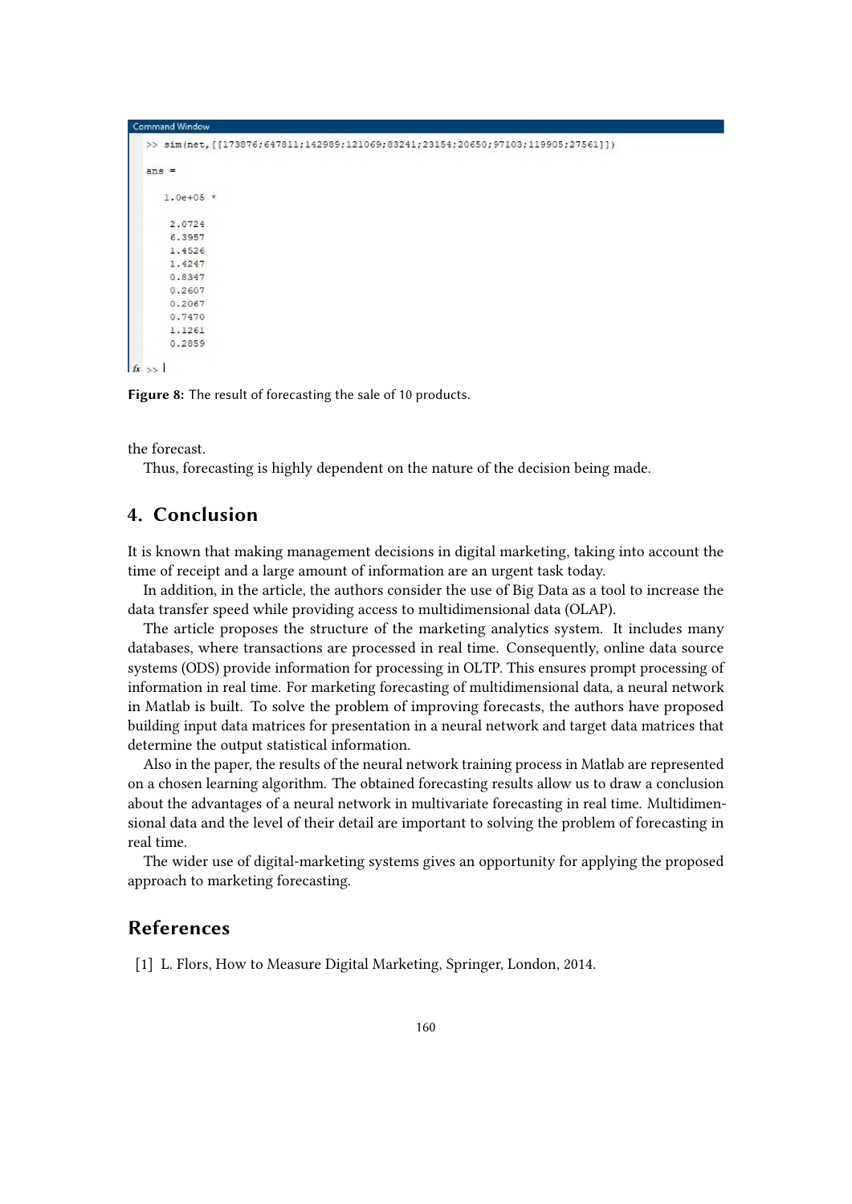```
Command Window
>> sim(net,[[173876;647811;142989;121069;83241;23154;20650;97103;119905;27561]])

ans =

   1.0e+05 *

    2.0724
    6.3957
    1.4526
    1.4247
    0.8347
    0.2607
    0.2067
    0.7470
    1.1261
    0.2859

fx >>
```

**Figure 8:** The result of forecasting the sale of 10 products.

the forecast.

Thus, forecasting is highly dependent on the nature of the decision being made.

## 4. Conclusion

It is known that making management decisions in digital marketing, taking into account the time of receipt and a large amount of information are an urgent task today.

In addition, in the article, the authors consider the use of Big Data as a tool to increase the data transfer speed while providing access to multidimensional data (OLAP).

The article proposes the structure of the marketing analytics system. It includes many databases, where transactions are processed in real time. Consequently, online data source systems (ODS) provide information for processing in OLTP. This ensures prompt processing of information in real time. For marketing forecasting of multidimensional data, a neural network in Matlab is built. To solve the problem of improving forecasts, the authors have proposed building input data matrices for presentation in a neural network and target data matrices that determine the output statistical information.

Also in the paper, the results of the neural network training process in Matlab are represented on a chosen learning algorithm. The obtained forecasting results allow us to draw a conclusion about the advantages of a neural network in multivariate forecasting in real time. Multidimensional data and the level of their detail are important to solving the problem of forecasting in real time.

The wider use of digital-marketing systems gives an opportunity for applying the proposed approach to marketing forecasting.

## References

[1] L. Flors, How to Measure Digital Marketing, Springer, London, 2014.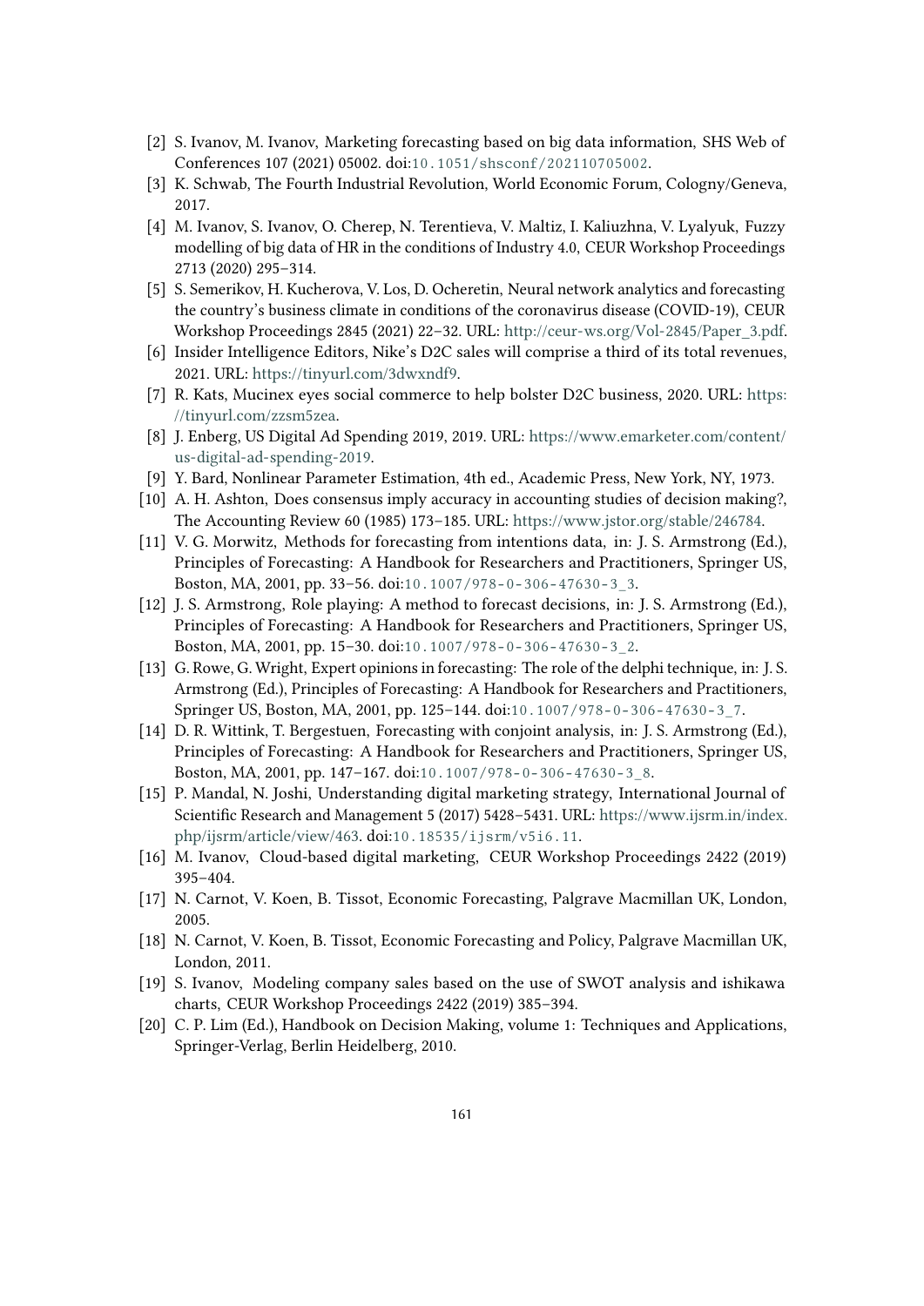[2] S. Ivanov, M. Ivanov, Marketing forecasting based on big data information, SHS Web of Conferences 107 (2021) 05002. doi:10.1051/shsconf/202110705002.

[3] K. Schwab, The Fourth Industrial Revolution, World Economic Forum, Cologny/Geneva, 2017.

[4] M. Ivanov, S. Ivanov, O. Cherep, N. Terentieva, V. Maltiz, I. Kaliuzhna, V. Lyalyuk, Fuzzy modelling of big data of HR in the conditions of Industry 4.0, CEUR Workshop Proceedings 2713 (2020) 295–314.

[5] S. Semerikov, H. Kucherova, V. Los, D. Ocheretin, Neural network analytics and forecasting the country's business climate in conditions of the coronavirus disease (COVID-19), CEUR Workshop Proceedings 2845 (2021) 22–32. URL: http://ceur-ws.org/Vol-2845/Paper_3.pdf.

[6] Insider Intelligence Editors, Nike's D2C sales will comprise a third of its total revenues, 2021. URL: https://tinyurl.com/3dwxndf9.

[7] R. Kats, Mucinex eyes social commerce to help bolster D2C business, 2020. URL: https://tinyurl.com/zzsm5zea.

[8] J. Enberg, US Digital Ad Spending 2019, 2019. URL: https://www.emarketer.com/content/us-digital-ad-spending-2019.

[9] Y. Bard, Nonlinear Parameter Estimation, 4th ed., Academic Press, New York, NY, 1973.

[10] A. H. Ashton, Does consensus imply accuracy in accounting studies of decision making?, The Accounting Review 60 (1985) 173–185. URL: https://www.jstor.org/stable/246784.

[11] V. G. Morwitz, Methods for forecasting from intentions data, in: J. S. Armstrong (Ed.), Principles of Forecasting: A Handbook for Researchers and Practitioners, Springer US, Boston, MA, 2001, pp. 33–56. doi:10.1007/978-0-306-47630-3_3.

[12] J. S. Armstrong, Role playing: A method to forecast decisions, in: J. S. Armstrong (Ed.), Principles of Forecasting: A Handbook for Researchers and Practitioners, Springer US, Boston, MA, 2001, pp. 15–30. doi:10.1007/978-0-306-47630-3_2.

[13] G. Rowe, G. Wright, Expert opinions in forecasting: The role of the delphi technique, in: J. S. Armstrong (Ed.), Principles of Forecasting: A Handbook for Researchers and Practitioners, Springer US, Boston, MA, 2001, pp. 125–144. doi:10.1007/978-0-306-47630-3_7.

[14] D. R. Wittink, T. Bergestuen, Forecasting with conjoint analysis, in: J. S. Armstrong (Ed.), Principles of Forecasting: A Handbook for Researchers and Practitioners, Springer US, Boston, MA, 2001, pp. 147–167. doi:10.1007/978-0-306-47630-3_8.

[15] P. Mandal, N. Joshi, Understanding digital marketing strategy, International Journal of Scientific Research and Management 5 (2017) 5428–5431. URL: https://www.ijsrm.in/index.php/ijsrm/article/view/463. doi:10.18535/ijsrm/v5i6.11.

[16] M. Ivanov, Cloud-based digital marketing, CEUR Workshop Proceedings 2422 (2019) 395–404.

[17] N. Carnot, V. Koen, B. Tissot, Economic Forecasting, Palgrave Macmillan UK, London, 2005.

[18] N. Carnot, V. Koen, B. Tissot, Economic Forecasting and Policy, Palgrave Macmillan UK, London, 2011.

[19] S. Ivanov, Modeling company sales based on the use of SWOT analysis and ishikawa charts, CEUR Workshop Proceedings 2422 (2019) 385–394.

[20] C. P. Lim (Ed.), Handbook on Decision Making, volume 1: Techniques and Applications, Springer-Verlag, Berlin Heidelberg, 2010.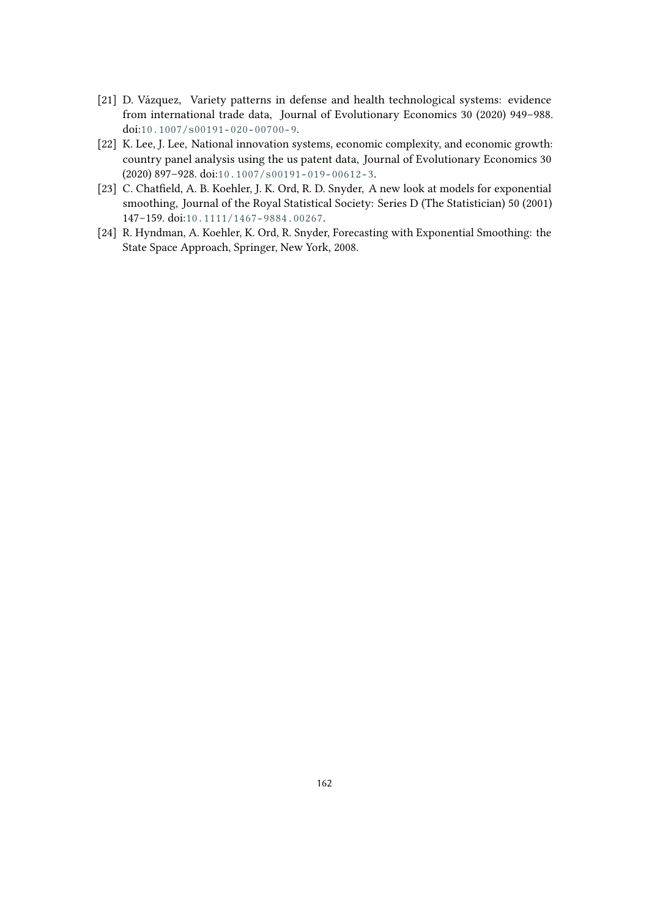[21] D. Vázquez, Variety patterns in defense and health technological systems: evidence from international trade data, Journal of Evolutionary Economics 30 (2020) 949–988. doi:10.1007/s00191-020-00700-9.

[22] K. Lee, J. Lee, National innovation systems, economic complexity, and economic growth: country panel analysis using the us patent data, Journal of Evolutionary Economics 30 (2020) 897–928. doi:10.1007/s00191-019-00612-3.

[23] C. Chatfield, A. B. Koehler, J. K. Ord, R. D. Snyder, A new look at models for exponential smoothing, Journal of the Royal Statistical Society: Series D (The Statistician) 50 (2001) 147–159. doi:10.1111/1467-9884.00267.

[24] R. Hyndman, A. Koehler, K. Ord, R. Snyder, Forecasting with Exponential Smoothing: the State Space Approach, Springer, New York, 2008.